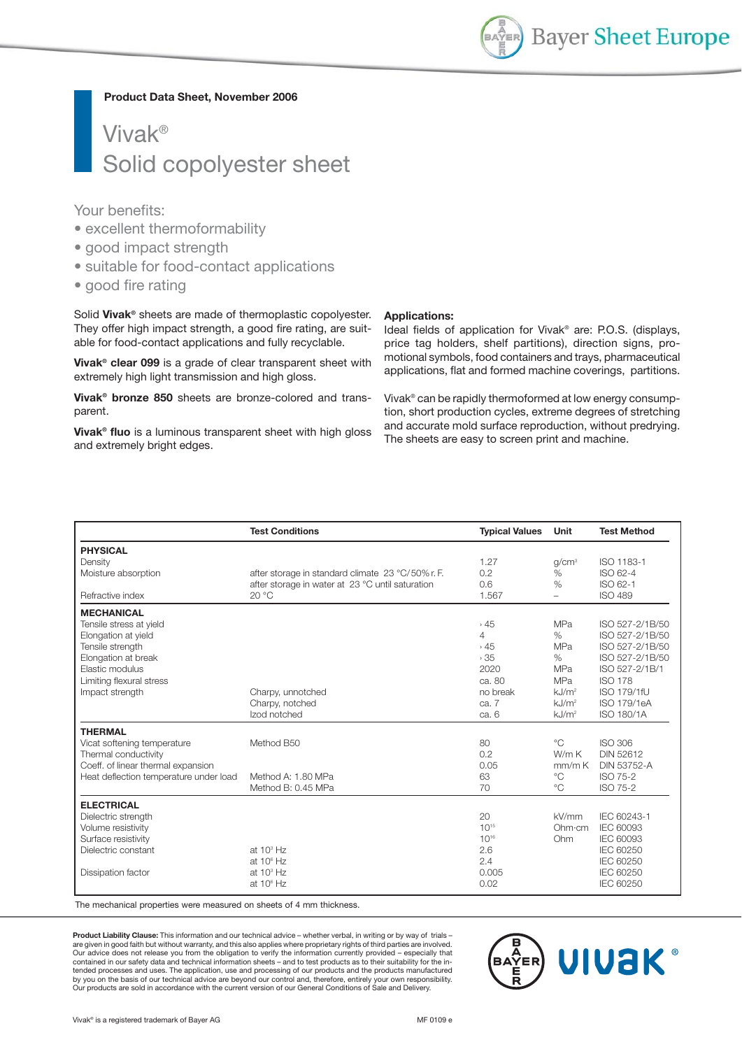Product Data Sheet, November 2006

# Vivak®
# Solid copolyester sheet

Your benefits:

- excellent thermoformability
- good impact strength
- suitable for food-contact applications
- good fire rating

Solid **Vivak®** sheets are made of thermoplastic copolyester. They offer high impact strength, a good fire rating, are suitable for food-contact applications and fully recyclable.

**Vivak® clear 099** is a grade of clear transparent sheet with extremely high light transmission and high gloss.

**Vivak® bronze 850** sheets are bronze-colored and transparent.

**Vivak® fluo** is a luminous transparent sheet with high gloss and extremely bright edges.

**Applications:**
Ideal fields of application for Vivak® are: P.O.S. (displays, price tag holders, shelf partitions), direction signs, promotional symbols, food containers and trays, pharmaceutical applications, flat and formed machine coverings, partitions.

Vivak® can be rapidly thermoformed at low energy consumption, short production cycles, extreme degrees of stretching and accurate mold surface reproduction, without predrying. The sheets are easy to screen print and machine.

| | Test Conditions | Typical Values | Unit | Test Method |
|---|---|---|---|---|
| **PHYSICAL** | | | | |
| Density | | 1.27 | g/cm³ | ISO 1183-1 |
| Moisture absorption | after storage in standard climate 23 °C/50% r. F. | 0.2 | % | ISO 62-4 |
| | after storage in water at 23 °C until saturation | 0.6 | % | ISO 62-1 |
| Refractive index | 20 °C | 1.567 | – | ISO 489 |
| **MECHANICAL** | | | | |
| Tensile stress at yield | | › 45 | MPa | ISO 527-2/1B/50 |
| Elongation at yield | | 4 | % | ISO 527-2/1B/50 |
| Tensile strength | | › 45 | MPa | ISO 527-2/1B/50 |
| Elongation at break | | › 35 | % | ISO 527-2/1B/50 |
| Elastic modulus | | 2020 | MPa | ISO 527-2/1B/1 |
| Limiting flexural stress | | ca. 80 | MPa | ISO 178 |
| Impact strength | Charpy, unnotched | no break | kJ/m² | ISO 179/1fU |
| | Charpy, notched | ca. 7 | kJ/m² | ISO 179/1eA |
| | Izod notched | ca. 6 | kJ/m² | ISO 180/1A |
| **THERMAL** | | | | |
| Vicat softening temperature | Method B50 | 80 | °C | ISO 306 |
| Thermal conductivity | | 0.2 | W/m K | DIN 52612 |
| Coeff. of linear thermal expansion | | 0.05 | mm/m K | DIN 53752-A |
| Heat deflection temperature under load | Method A: 1.80 MPa | 63 | °C | ISO 75-2 |
| | Method B: 0.45 MPa | 70 | °C | ISO 75-2 |
| **ELECTRICAL** | | | | |
| Dielectric strength | | 20 | kV/mm | IEC 60243-1 |
| Volume resistivity | | $10^{15}$ | Ohm·cm | IEC 60093 |
| Surface resistivity | | $10^{16}$ | Ohm | IEC 60093 |
| Dielectric constant | at $10^3$ Hz | 2.6 | | IEC 60250 |
| | at $10^6$ Hz | 2.4 | | IEC 60250 |
| Dissipation factor | at $10^3$ Hz | 0.005 | | IEC 60250 |
| | at $10^6$ Hz | 0.02 | | IEC 60250 |

The mechanical properties were measured on sheets of 4 mm thickness.

**Product Liability Clause:** This information and our technical advice – whether verbal, in writing or by way of trials – are given in good faith but without warranty, and this also applies where proprietary rights of third parties are involved. Our advice does not release you from the obligation to verify the information currently provided – especially that contained in our safety data and technical information sheets – and to test products as to their suitability for the intended processes and uses. The application, use and processing of our products and the products manufactured by you on the basis of our technical advice are beyond our control and, therefore, entirely your own responsibility. Our products are sold in accordance with the current version of our General Conditions of Sale and Delivery.

Vivak® is a registered trademark of Bayer AG

MF 0109 e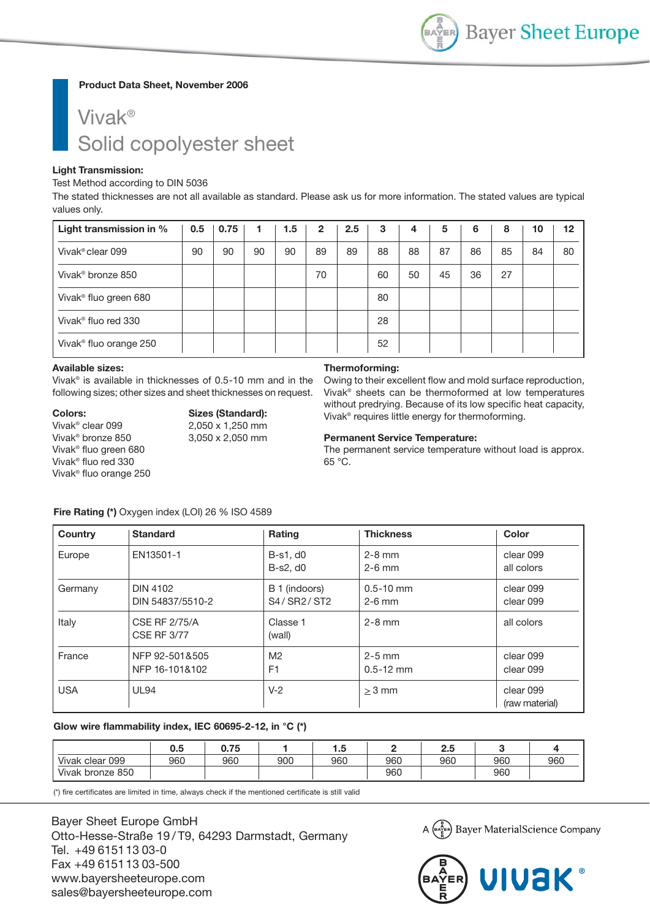Product Data Sheet, November 2006

# Vivak®
# Solid copolyester sheet

**Light Transmission:**

Test Method according to DIN 5036

The stated thicknesses are not all available as standard. Please ask us for more information. The stated values are typical values only.

| Light transmission in % | 0.5 | 0.75 | 1 | 1.5 | 2 | 2.5 | 3 | 4 | 5 | 6 | 8 | 10 | 12 |
|---|---|---|---|---|---|---|---|---|---|---|---|---|---|
| Vivak® clear 099 | 90 | 90 | 90 | 90 | 89 | 89 | 88 | 88 | 87 | 86 | 85 | 84 | 80 |
| Vivak® bronze 850 | | | | | 70 | | 60 | 50 | 45 | 36 | 27 | | |
| Vivak® fluo green 680 | | | | | | | 80 | | | | | | |
| Vivak® fluo red 330 | | | | | | | 28 | | | | | | |
| Vivak® fluo orange 250 | | | | | | | 52 | | | | | | |

**Available sizes:**

Vivak® is available in thicknesses of 0.5-10 mm and in the following sizes; other sizes and sheet thicknesses on request.

**Colors:**

Vivak® clear 099
Vivak® bronze 850
Vivak® fluo green 680
Vivak® fluo red 330
Vivak® fluo orange 250

**Sizes (Standard):**

2,050 x 1,250 mm
3,050 x 2,050 mm

**Thermoforming:**

Owing to their excellent flow and mold surface reproduction, Vivak® sheets can be thermoformed at low temperatures without predrying. Because of its low specific heat capacity, Vivak® requires little energy for thermoforming.

**Permanent Service Temperature:**

The permanent service temperature without load is approx. 65 °C.

**Fire Rating (*)** Oxygen index (LOI) 26 % ISO 4589

| Country | Standard | Rating | Thickness | Color |
|---|---|---|---|---|
| Europe | EN13501-1 | B-s1, d0<br>B-s2, d0 | 2-8 mm<br>2-6 mm | clear 099<br>all colors |
| Germany | DIN 4102<br>DIN 54837/5510-2 | B 1 (indoors)<br>S4 / SR2 / ST2 | 0.5-10 mm<br>2-6 mm | clear 099<br>clear 099 |
| Italy | CSE RF 2/75/A<br>CSE RF 3/77 | Classe 1<br>(wall) | 2-8 mm | all colors |
| France | NFP 92-501&505<br>NFP 16-101&102 | M2<br>F1 | 2-5 mm<br>0.5-12 mm | clear 099<br>clear 099 |
| USA | UL94 | V-2 | ≥ 3 mm | clear 099<br>(raw material) |

**Glow wire flammability index, IEC 60695-2-12, in °C (*)**

| | 0.5 | 0.75 | 1 | 1.5 | 2 | 2.5 | 3 | 4 |
|---|---|---|---|---|---|---|---|---|
| Vivak clear 099 | 960 | 960 | 900 | 960 | 960 | 960 | 960 | 960 |
| Vivak bronze 850 | | | | | 960 | | 960 | |

(*) fire certificates are limited in time, always check if the mentioned certificate is still valid

Bayer Sheet Europe GmbH
Otto-Hesse-Straße 19 / T9, 64293 Darmstadt, Germany
Tel. +49 6151 13 03-0
Fax +49 6151 13 03-500
www.bayersheeteurope.com
sales@bayersheeteurope.com

A Bayer MaterialScience Company